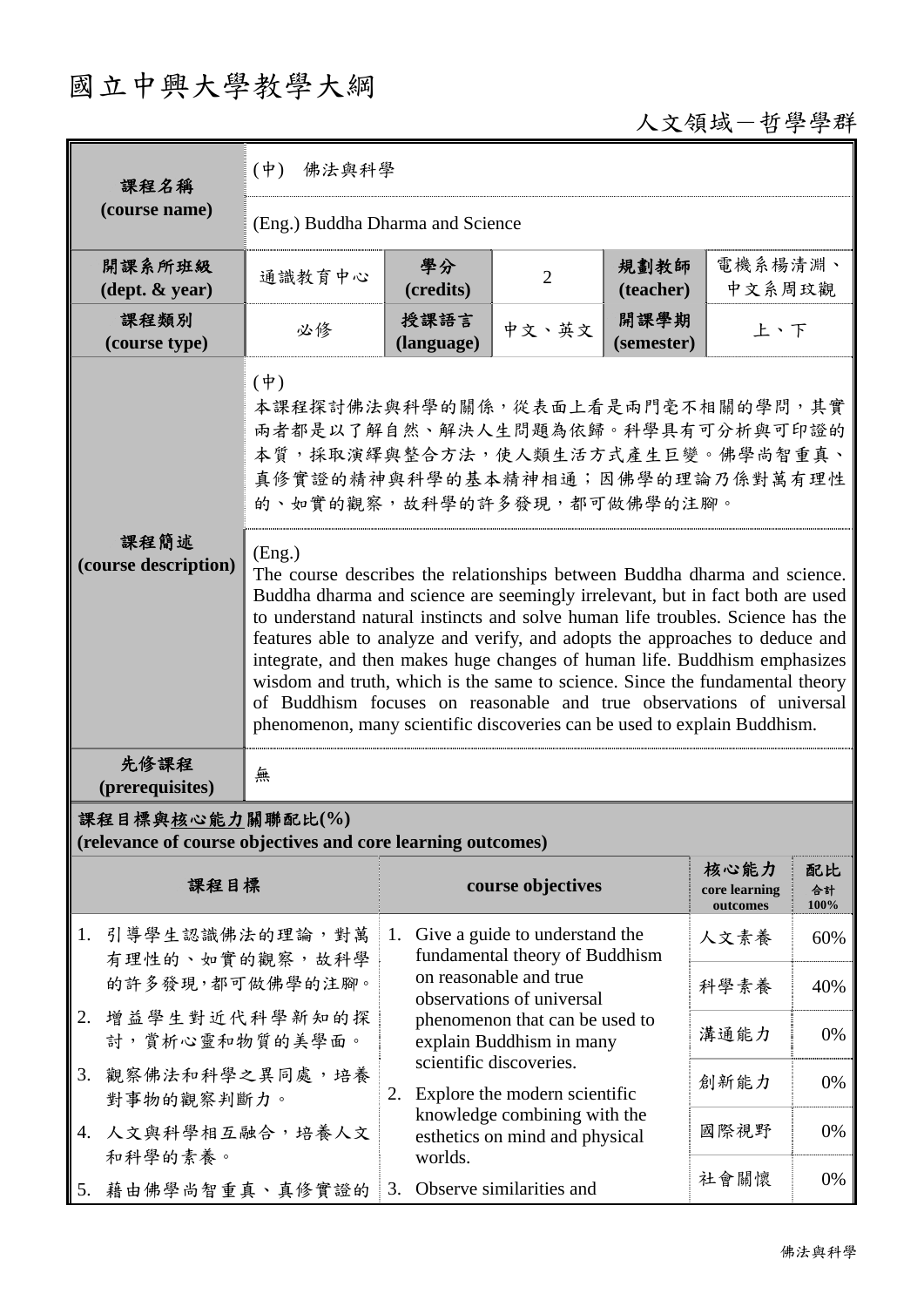# 國立中興大學教學大綱

人文領域－哲學學群

| 課程名稱 (course name) | (中) 佛法與科學 | | | | |
|---|---|---|---|---|---|
| | (Eng.) Buddha Dharma and Science | | | | |
| 開課系所班級 (dept. & year) | 通識教育中心 | 學分 (credits) | 2 | 規劃教師 (teacher) | 電機系楊清淵、中文系周玫觀 |
| 課程類別 (course type) | 必修 | 授課語言 (language) | 中文、英文 | 開課學期 (semester) | 上、下 |
| 課程簡述 (course description) | (中) 本課程探討佛法與科學的關係，從表面上看是兩門毫不相關的學問，其實兩者都是以了解自然、解決人生問題為依歸。科學具有可分析與可印證的本質，採取演繹與整合方法，使人類生活方式產生巨變。佛學尚智重真、真修實證的精神與科學的基本精神相通；因佛學的理論乃係對萬有理性的、如實的觀察，故科學的許多發現，都可做佛學的注腳。 | | | | |
| | (Eng.) The course describes the relationships between Buddha dharma and science. Buddha dharma and science are seemingly irrelevant, but in fact both are used to understand natural instincts and solve human life troubles. Science has the features able to analyze and verify, and adopts the approaches to deduce and integrate, and then makes huge changes of human life. Buddhism emphasizes wisdom and truth, which is the same to science. Since the fundamental theory of Buddhism focuses on reasonable and true observations of universal phenomenon, many scientific discoveries can be used to explain Buddhism. | | | | |
| 先修課程 (prerequisites) | 無 | | | | |

**課程目標與核心能力關聯配比(%) (relevance of course objectives and core learning outcomes)**

| 課程目標 | course objectives | 核心能力 core learning outcomes | 配比 合計 100% |
|---|---|---|---|
| 1. 引導學生認識佛法的理論，對萬有理性的、如實的觀察，故科學的許多發現，都可做佛學的注腳。<br>2. 增益學生對近代科學新知的探討，賞析心靈和物質的美學面。<br>3. 觀察佛法和科學之異同處，培養對事物的觀察判斷力。<br>4. 人文與科學相互融合，培養人文和科學的素養。<br>5. 藉由佛學尚智重真、真修實證的 | 1. Give a guide to understand the fundamental theory of Buddhism on reasonable and true observations of universal phenomenon that can be used to explain Buddhism in many scientific discoveries.<br>2. Explore the modern scientific knowledge combining with the esthetics on mind and physical worlds.<br>3. Observe similarities and | 人文素養 | 60% |
| | | 科學素養 | 40% |
| | | 溝通能力 | 0% |
| | | 創新能力 | 0% |
| | | 國際視野 | 0% |
| | | 社會關懷 | 0% |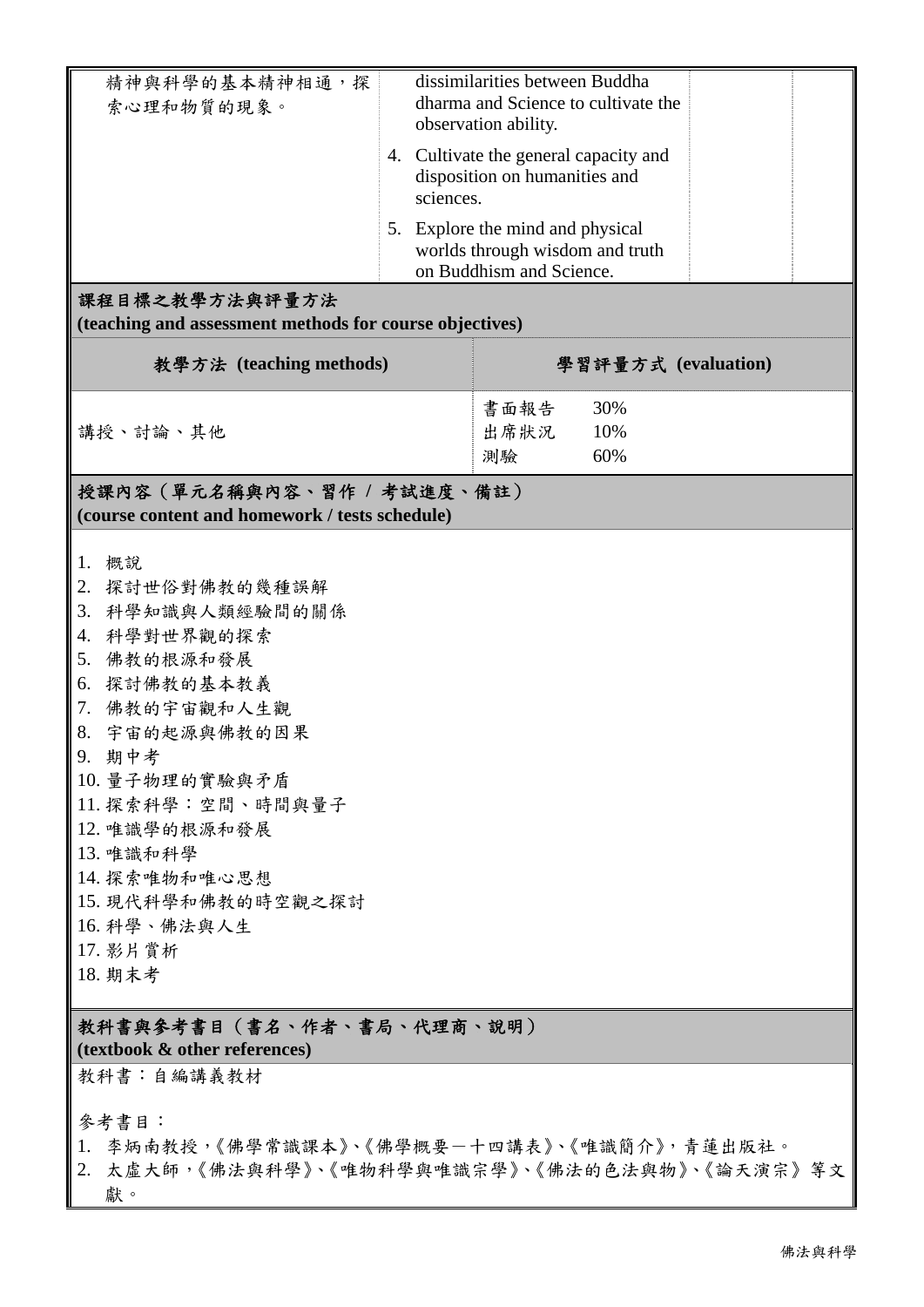| | | | |
|---|---|---|---|
| 精神與科學的基本精神相通，探索心理和物質的現象。 | dissimilarities between Buddha dharma and Science to cultivate the observation ability. | | |
| | 4. Cultivate the general capacity and disposition on humanities and sciences. | | |
| | 5. Explore the mind and physical worlds through wisdom and truth on Buddhism and Science. | | |

## 課程目標之教學方法與評量方法
**(teaching and assessment methods for course objectives)**

| 教學方法 (teaching methods) | 學習評量方式 (evaluation) |
|---|---|
| 講授、討論、其他 | 書面報告 30%<br>出席狀況 10%<br>測驗 60% |

## 授課內容（單元名稱與內容、習作 / 考試進度、備註）
**(course content and homework / tests schedule)**

1. 概說
2. 探討世俗對佛教的幾種誤解
3. 科學知識與人類經驗間的關係
4. 科學對世界觀的探索
5. 佛教的根源和發展
6. 探討佛教的基本教義
7. 佛教的宇宙觀和人生觀
8. 宇宙的起源與佛教的因果
9. 期中考
10. 量子物理的實驗與矛盾
11. 探索科學：空間、時間與量子
12. 唯識學的根源和發展
13. 唯識和科學
14. 探索唯物和唯心思想
15. 現代科學和佛教的時空觀之探討
16. 科學、佛法與人生
17. 影片賞析
18. 期末考

## 教科書與參考書目（書名、作者、書局、代理商、說明）
**(textbook & other references)**

教科書：自編講義教材

參考書目：
1. 李炳南教授，《佛學常識課本》、《佛學概要－十四講表》、《唯識簡介》，青蓮出版社。
2. 太虛大師，《佛法與科學》、《唯物科學與唯識宗學》、《佛法的色法與物》、《論天演宗》等文獻。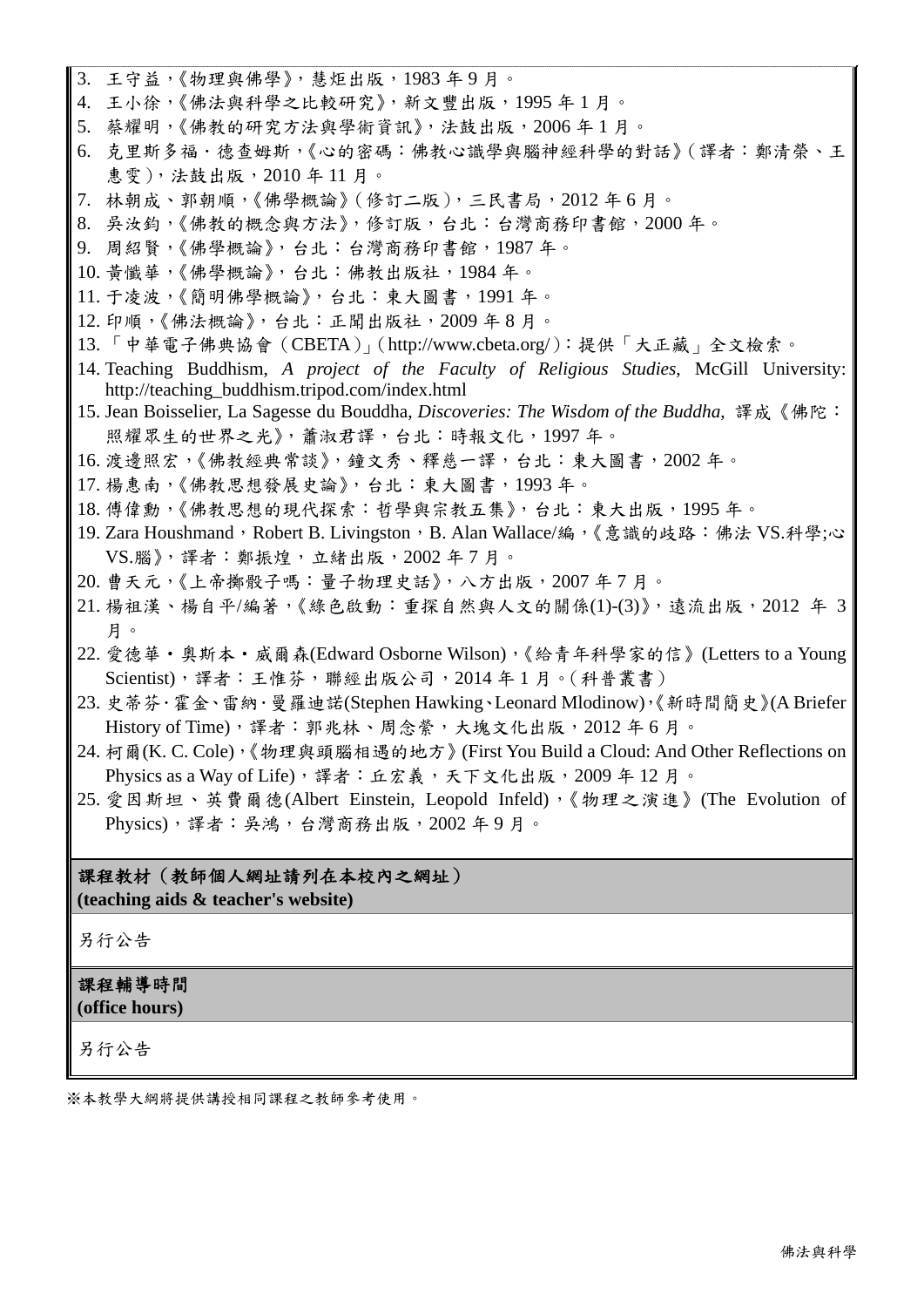3. 王守益，《物理與佛學》，慧炬出版，1983 年 9 月。
4. 王小徐，《佛法與科學之比較研究》，新文豐出版，1995 年 1 月。
5. 蔡耀明，《佛教的研究方法與學術資訊》，法鼓出版，2006 年 1 月。
6. 克里斯多福・德查姆斯，《心的密碼：佛教心識學與腦神經科學的對話》(譯者：鄭清榮、王惠雯)，法鼓出版，2010 年 11 月。
7. 林朝成、郭朝順，《佛學概論》(修訂二版)，三民書局，2012 年 6 月。
8. 吳汝鈞，《佛教的概念與方法》，修訂版，台北：台灣商務印書館，2000 年。
9. 周紹賢，《佛學概論》，台北：台灣商務印書館，1987 年。
10. 黃懺華，《佛學概論》，台北：佛教出版社，1984 年。
11. 于凌波，《簡明佛學概論》，台北：東大圖書，1991 年。
12. 印順，《佛法概論》，台北：正聞出版社，2009 年 8 月。
13. 「中華電子佛典協會 (CBETA)」(http://www.cbeta.org/)：提供「大正藏」全文檢索。
14. Teaching Buddhism, *A project of the Faculty of Religious Studies*, McGill University: http://teaching_buddhism.tripod.com/index.html
15. Jean Boisselier, La Sagesse du Bouddha, *Discoveries: The Wisdom of the Buddha*, 譯成《佛陀：照耀眾生的世界之光》，蕭淑君譯，台北：時報文化，1997 年。
16. 渡邊照宏，《佛教經典常談》，鐘文秀、釋慈一譯，台北：東大圖書，2002 年。
17. 楊惠南，《佛教思想發展史論》，台北：東大圖書，1993 年。
18. 傅偉勳，《佛教思想的現代探索：哲學與宗教五集》，台北：東大出版，1995 年。
19. Zara Houshmand，Robert B. Livingston，B. Alan Wallace/編，《意識的歧路：佛法 VS.科學;心 VS.腦》，譯者：鄭振煌，立緒出版，2002 年 7 月。
20. 曹天元，《上帝擲骰子嗎：量子物理史話》，八方出版，2007 年 7 月。
21. 楊祖漢、楊自平/編著，《綠色啟動：重探自然與人文的關係(1)-(3)》，遠流出版，2012 年 3 月。
22. 愛德華・奧斯本・威爾森(Edward Osborne Wilson)，《給青年科學家的信》(Letters to a Young Scientist)，譯者：王惟芬，聯經出版公司，2014 年 1 月。(科普叢書)
23. 史蒂芬・霍金、雷納・曼羅迪諾(Stephen Hawking、Leonard Mlodinow)，《新時間簡史》(A Briefer History of Time)，譯者：郭兆林、周念縈，大塊文化出版，2012 年 6 月。
24. 柯爾(K. C. Cole)，《物理與頭腦相遇的地方》(First You Build a Cloud: And Other Reflections on Physics as a Way of Life)，譯者：丘宏義，天下文化出版，2009 年 12 月。
25. 愛因斯坦、英費爾德(Albert Einstein, Leopold Infeld)，《物理之演進》(The Evolution of Physics)，譯者：吳鴻，台灣商務出版，2002 年 9 月。

**課程教材（教師個人網址請列在本校內之網址）**
**(teaching aids & teacher's website)**

另行公告

**課程輔導時間**
**(office hours)**

另行公告

※本教學大綱將提供講授相同課程之教師參考使用。